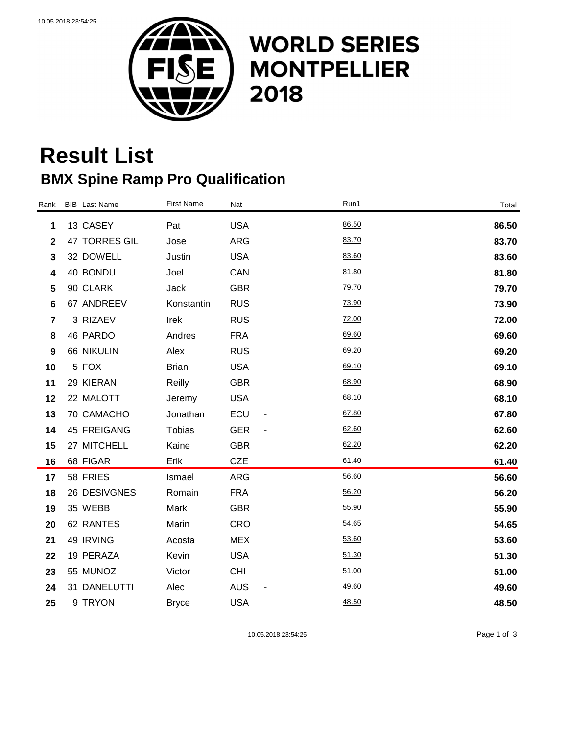# WORLD SERIES MONTPELLIER 2018

# Result List

## BMX Spine Ramp Pro Qualification

| Rank | BIB | Last Name | First Name | Nat | | Run1 | Total |
|---|---|---|---|---|---|---|---|
| 1 | 13 | CASEY | Pat | USA | | 86.50 | **86.50** |
| 2 | 47 | TORRES GIL | Jose | ARG | | 83.70 | **83.70** |
| 3 | 32 | DOWELL | Justin | USA | | 83.60 | **83.60** |
| 4 | 40 | BONDU | Joel | CAN | | 81.80 | **81.80** |
| 5 | 90 | CLARK | Jack | GBR | | 79.70 | **79.70** |
| 6 | 67 | ANDREEV | Konstantin | RUS | | 73.90 | **73.90** |
| 7 | 3 | RIZAEV | Irek | RUS | | 72.00 | **72.00** |
| 8 | 46 | PARDO | Andres | FRA | | 69.60 | **69.60** |
| 9 | 66 | NIKULIN | Alex | RUS | | 69.20 | **69.20** |
| 10 | 5 | FOX | Brian | USA | | 69.10 | **69.10** |
| 11 | 29 | KIERAN | Reilly | GBR | | 68.90 | **68.90** |
| 12 | 22 | MALOTT | Jeremy | USA | | 68.10 | **68.10** |
| 13 | 70 | CAMACHO | Jonathan | ECU | - | 67.80 | **67.80** |
| 14 | 45 | FREIGANG | Tobias | GER | - | 62.60 | **62.60** |
| 15 | 27 | MITCHELL | Kaine | GBR | | 62.20 | **62.20** |
| 16 | 68 | FIGAR | Erik | CZE | | 61.40 | **61.40** |
| 17 | 58 | FRIES | Ismael | ARG | | 56.60 | **56.60** |
| 18 | 26 | DESIVGNES | Romain | FRA | | 56.20 | **56.20** |
| 19 | 35 | WEBB | Mark | GBR | | 55.90 | **55.90** |
| 20 | 62 | RANTES | Marin | CRO | | 54.65 | **54.65** |
| 21 | 49 | IRVING | Acosta | MEX | | 53.60 | **53.60** |
| 22 | 19 | PERAZA | Kevin | USA | | 51.30 | **51.30** |
| 23 | 55 | MUNOZ | Victor | CHI | | 51.00 | **51.00** |
| 24 | 31 | DANELUTTI | Alec | AUS | - | 49.60 | **49.60** |
| 25 | 9 | TRYON | Bryce | USA | | 48.50 | **48.50** |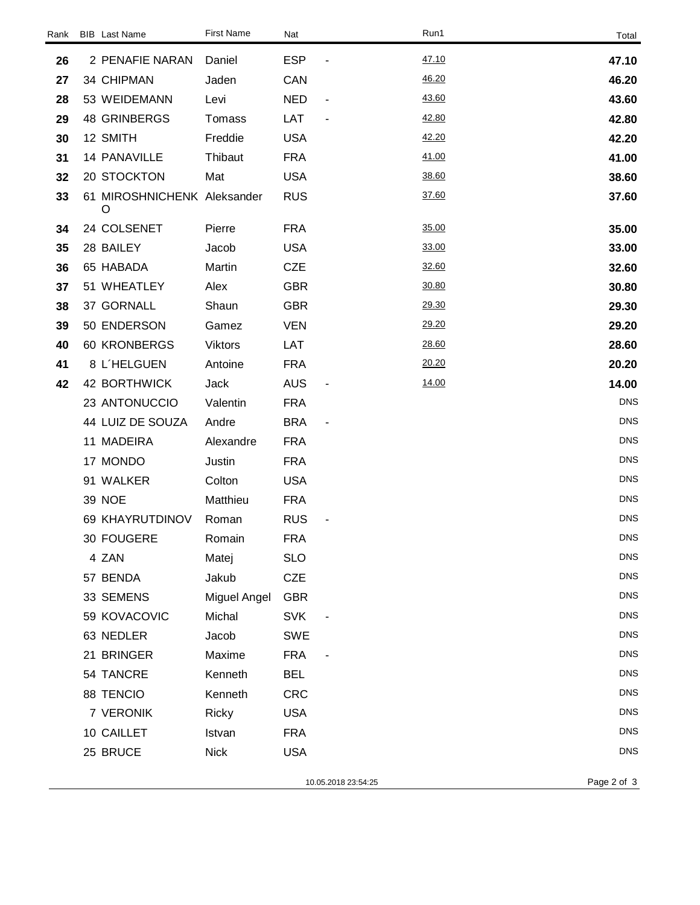| Rank | BIB | Last Name | First Name | Nat | | Run1 | Total |
|---|---|---|---|---|---|---|---|
| **26** | 2 | PENAFIE NARAN | Daniel | ESP | - | 47.10 | **47.10** |
| **27** | 34 | CHIPMAN | Jaden | CAN | | 46.20 | **46.20** |
| **28** | 53 | WEIDEMANN | Levi | NED | - | 43.60 | **43.60** |
| **29** | 48 | GRINBERGS | Tomass | LAT | - | 42.80 | **42.80** |
| **30** | 12 | SMITH | Freddie | USA | | 42.20 | **42.20** |
| **31** | 14 | PANAVILLE | Thibaut | FRA | | 41.00 | **41.00** |
| **32** | 20 | STOCKTON | Mat | USA | | 38.60 | **38.60** |
| **33** | 61 | MIROSHNICHENKO | Aleksander | RUS | | 37.60 | **37.60** |
| **34** | 24 | COLSENET | Pierre | FRA | | 35.00 | **35.00** |
| **35** | 28 | BAILEY | Jacob | USA | | 33.00 | **33.00** |
| **36** | 65 | HABADA | Martin | CZE | | 32.60 | **32.60** |
| **37** | 51 | WHEATLEY | Alex | GBR | | 30.80 | **30.80** |
| **38** | 37 | GORNALL | Shaun | GBR | | 29.30 | **29.30** |
| **39** | 50 | ENDERSON | Gamez | VEN | | 29.20 | **29.20** |
| **40** | 60 | KRONBERGS | Viktors | LAT | | 28.60 | **28.60** |
| **41** | 8 | L´HELGUEN | Antoine | FRA | | 20.20 | **20.20** |
| **42** | 42 | BORTHWICK | Jack | AUS | - | 14.00 | **14.00** |
| | 23 | ANTONUCCIO | Valentin | FRA | | | DNS |
| | 44 | LUIZ DE SOUZA | Andre | BRA | - | | DNS |
| | 11 | MADEIRA | Alexandre | FRA | | | DNS |
| | 17 | MONDO | Justin | FRA | | | DNS |
| | 91 | WALKER | Colton | USA | | | DNS |
| | 39 | NOE | Matthieu | FRA | | | DNS |
| | 69 | KHAYRUTDINOV | Roman | RUS | - | | DNS |
| | 30 | FOUGERE | Romain | FRA | | | DNS |
| | 4 | ZAN | Matej | SLO | | | DNS |
| | 57 | BENDA | Jakub | CZE | | | DNS |
| | 33 | SEMENS | Miguel Angel | GBR | | | DNS |
| | 59 | KOVACOVIC | Michal | SVK | - | | DNS |
| | 63 | NEDLER | Jacob | SWE | | | DNS |
| | 21 | BRINGER | Maxime | FRA | - | | DNS |
| | 54 | TANCRE | Kenneth | BEL | | | DNS |
| | 88 | TENCIO | Kenneth | CRC | | | DNS |
| | 7 | VERONIK | Ricky | USA | | | DNS |
| | 10 | CAILLET | Istvan | FRA | | | DNS |
| | 25 | BRUCE | Nick | USA | | | DNS |

10.05.2018 23:54:25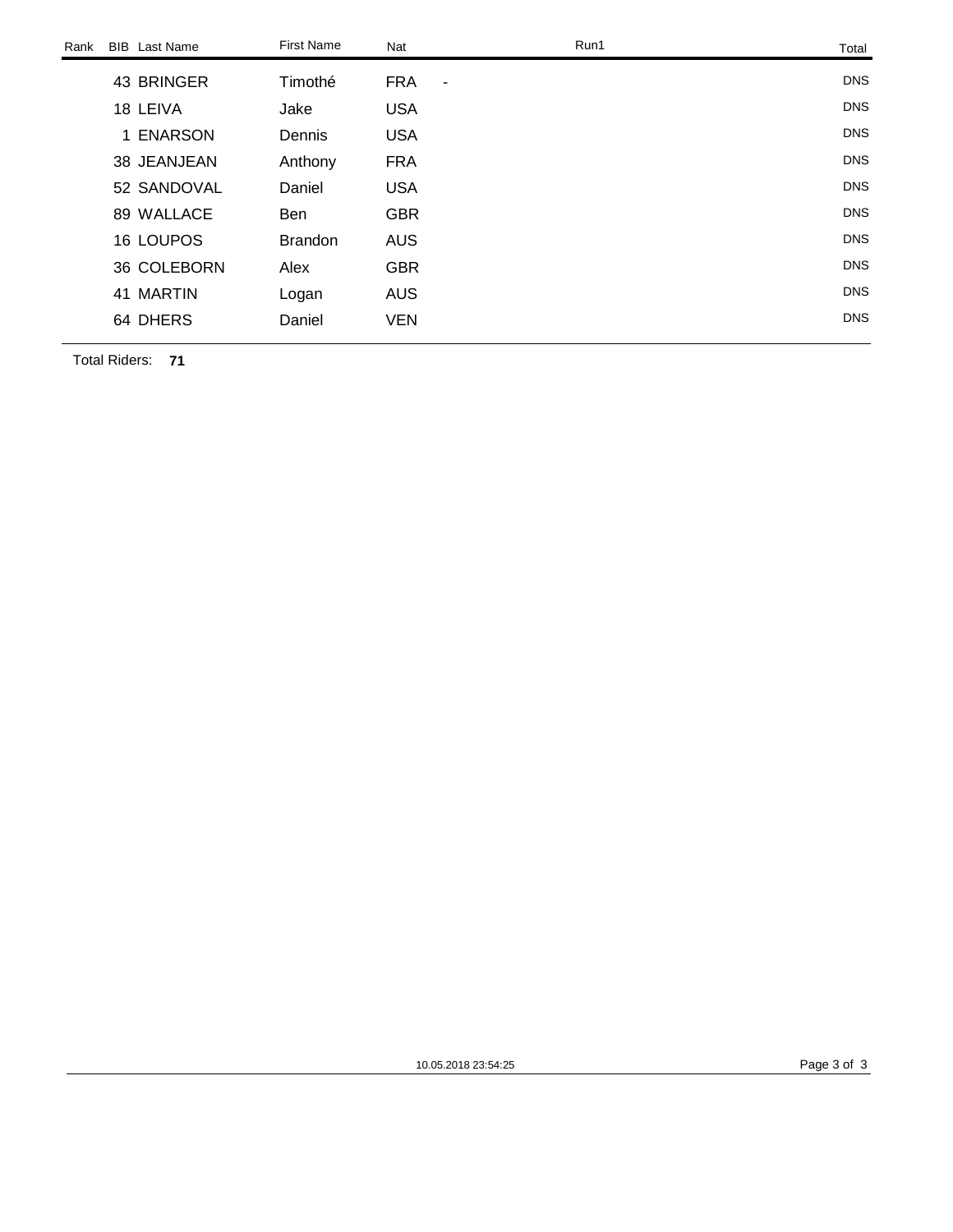| Rank | BIB | Last Name | First Name | Nat | Run1 | Total |
|---|---|---|---|---|---|---|
| | 43 | BRINGER | Timothé | FRA | - | DNS |
| | 18 | LEIVA | Jake | USA | | DNS |
| | 1 | ENARSON | Dennis | USA | | DNS |
| | 38 | JEANJEAN | Anthony | FRA | | DNS |
| | 52 | SANDOVAL | Daniel | USA | | DNS |
| | 89 | WALLACE | Ben | GBR | | DNS |
| | 16 | LOUPOS | Brandon | AUS | | DNS |
| | 36 | COLEBORN | Alex | GBR | | DNS |
| | 41 | MARTIN | Logan | AUS | | DNS |
| | 64 | DHERS | Daniel | VEN | | DNS |

Total Riders: **71**

10.05.2018 23:54:25